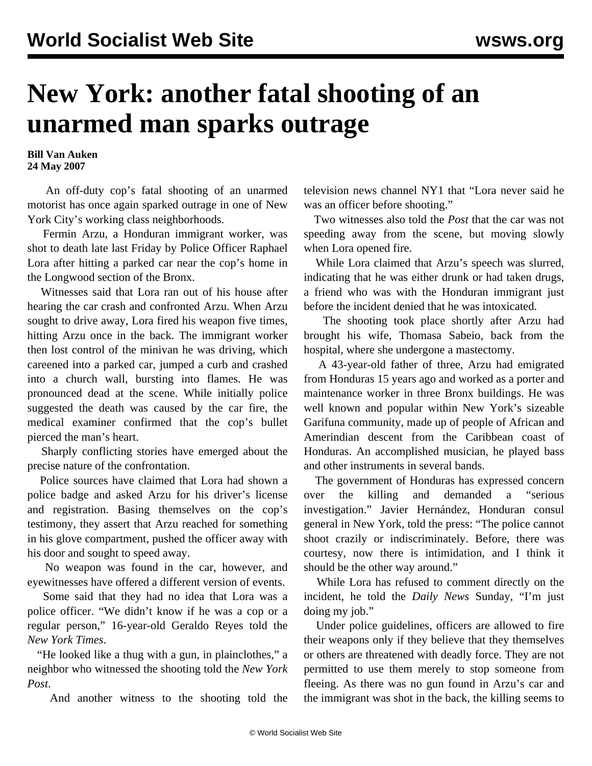# New York: another fatal shooting of an unarmed man sparks outrage

**Bill Van Auken**
**24 May 2007**

An off-duty cop's fatal shooting of an unarmed motorist has once again sparked outrage in one of New York City's working class neighborhoods.

Fermin Arzu, a Honduran immigrant worker, was shot to death late last Friday by Police Officer Raphael Lora after hitting a parked car near the cop's home in the Longwood section of the Bronx.

Witnesses said that Lora ran out of his house after hearing the car crash and confronted Arzu. When Arzu sought to drive away, Lora fired his weapon five times, hitting Arzu once in the back. The immigrant worker then lost control of the minivan he was driving, which careened into a parked car, jumped a curb and crashed into a church wall, bursting into flames. He was pronounced dead at the scene. While initially police suggested the death was caused by the car fire, the medical examiner confirmed that the cop's bullet pierced the man's heart.

Sharply conflicting stories have emerged about the precise nature of the confrontation.

Police sources have claimed that Lora had shown a police badge and asked Arzu for his driver's license and registration. Basing themselves on the cop's testimony, they assert that Arzu reached for something in his glove compartment, pushed the officer away with his door and sought to speed away.

No weapon was found in the car, however, and eyewitnesses have offered a different version of events.

Some said that they had no idea that Lora was a police officer. "We didn't know if he was a cop or a regular person," 16-year-old Geraldo Reyes told the *New York Times*.

"He looked like a thug with a gun, in plainclothes," a neighbor who witnessed the shooting told the *New York Post*.

And another witness to the shooting told the television news channel NY1 that "Lora never said he was an officer before shooting."

Two witnesses also told the *Post* that the car was not speeding away from the scene, but moving slowly when Lora opened fire.

While Lora claimed that Arzu's speech was slurred, indicating that he was either drunk or had taken drugs, a friend who was with the Honduran immigrant just before the incident denied that he was intoxicated.

The shooting took place shortly after Arzu had brought his wife, Thomasa Sabeio, back from the hospital, where she undergone a mastectomy.

A 43-year-old father of three, Arzu had emigrated from Honduras 15 years ago and worked as a porter and maintenance worker in three Bronx buildings. He was well known and popular within New York's sizeable Garifuna community, made up of people of African and Amerindian descent from the Caribbean coast of Honduras. An accomplished musician, he played bass and other instruments in several bands.

The government of Honduras has expressed concern over the killing and demanded a "serious investigation." Javier Hernández, Honduran consul general in New York, told the press: "The police cannot shoot crazily or indiscriminately. Before, there was courtesy, now there is intimidation, and I think it should be the other way around."

While Lora has refused to comment directly on the incident, he told the *Daily News* Sunday, "I'm just doing my job."

Under police guidelines, officers are allowed to fire their weapons only if they believe that they themselves or others are threatened with deadly force. They are not permitted to use them merely to stop someone from fleeing. As there was no gun found in Arzu's car and the immigrant was shot in the back, the killing seems to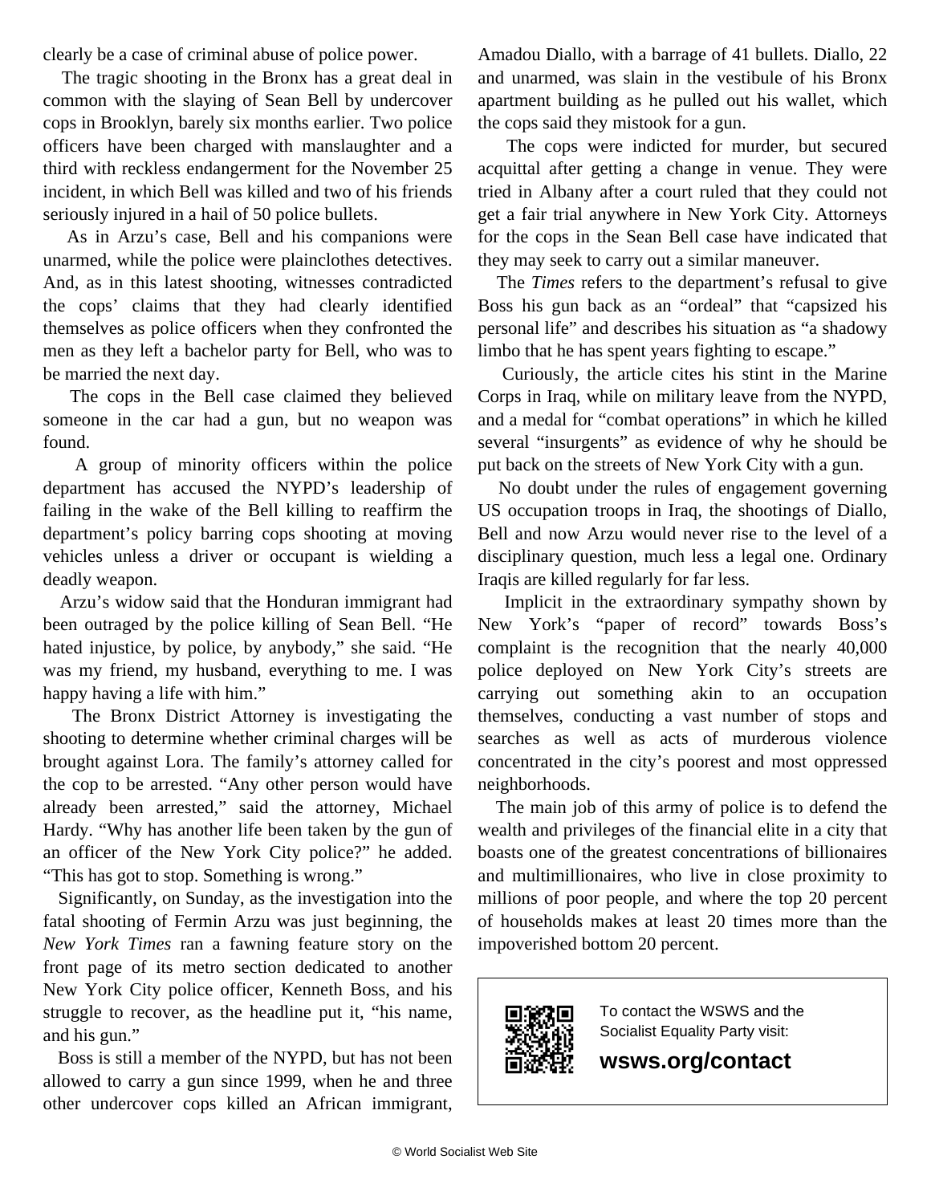clearly be a case of criminal abuse of police power.

The tragic shooting in the Bronx has a great deal in common with the slaying of Sean Bell by undercover cops in Brooklyn, barely six months earlier. Two police officers have been charged with manslaughter and a third with reckless endangerment for the November 25 incident, in which Bell was killed and two of his friends seriously injured in a hail of 50 police bullets.

As in Arzu's case, Bell and his companions were unarmed, while the police were plainclothes detectives. And, as in this latest shooting, witnesses contradicted the cops' claims that they had clearly identified themselves as police officers when they confronted the men as they left a bachelor party for Bell, who was to be married the next day.

The cops in the Bell case claimed they believed someone in the car had a gun, but no weapon was found.

A group of minority officers within the police department has accused the NYPD's leadership of failing in the wake of the Bell killing to reaffirm the department's policy barring cops shooting at moving vehicles unless a driver or occupant is wielding a deadly weapon.

Arzu's widow said that the Honduran immigrant had been outraged by the police killing of Sean Bell. "He hated injustice, by police, by anybody," she said. "He was my friend, my husband, everything to me. I was happy having a life with him."

The Bronx District Attorney is investigating the shooting to determine whether criminal charges will be brought against Lora. The family's attorney called for the cop to be arrested. "Any other person would have already been arrested," said the attorney, Michael Hardy. "Why has another life been taken by the gun of an officer of the New York City police?" he added. "This has got to stop. Something is wrong."

Significantly, on Sunday, as the investigation into the fatal shooting of Fermin Arzu was just beginning, the *New York Times* ran a fawning feature story on the front page of its metro section dedicated to another New York City police officer, Kenneth Boss, and his struggle to recover, as the headline put it, "his name, and his gun."

Boss is still a member of the NYPD, but has not been allowed to carry a gun since 1999, when he and three other undercover cops killed an African immigrant, Amadou Diallo, with a barrage of 41 bullets. Diallo, 22 and unarmed, was slain in the vestibule of his Bronx apartment building as he pulled out his wallet, which the cops said they mistook for a gun.

The cops were indicted for murder, but secured acquittal after getting a change in venue. They were tried in Albany after a court ruled that they could not get a fair trial anywhere in New York City. Attorneys for the cops in the Sean Bell case have indicated that they may seek to carry out a similar maneuver.

The *Times* refers to the department's refusal to give Boss his gun back as an "ordeal" that "capsized his personal life" and describes his situation as "a shadowy limbo that he has spent years fighting to escape."

Curiously, the article cites his stint in the Marine Corps in Iraq, while on military leave from the NYPD, and a medal for "combat operations" in which he killed several "insurgents" as evidence of why he should be put back on the streets of New York City with a gun.

No doubt under the rules of engagement governing US occupation troops in Iraq, the shootings of Diallo, Bell and now Arzu would never rise to the level of a disciplinary question, much less a legal one. Ordinary Iraqis are killed regularly for far less.

Implicit in the extraordinary sympathy shown by New York's "paper of record" towards Boss's complaint is the recognition that the nearly 40,000 police deployed on New York City's streets are carrying out something akin to an occupation themselves, conducting a vast number of stops and searches as well as acts of murderous violence concentrated in the city's poorest and most oppressed neighborhoods.

The main job of this army of police is to defend the wealth and privileges of the financial elite in a city that boasts one of the greatest concentrations of billionaires and multimillionaires, who live in close proximity to millions of poor people, and where the top 20 percent of households makes at least 20 times more than the impoverished bottom 20 percent.

To contact the WSWS and the Socialist Equality Party visit:

**wsws.org/contact**